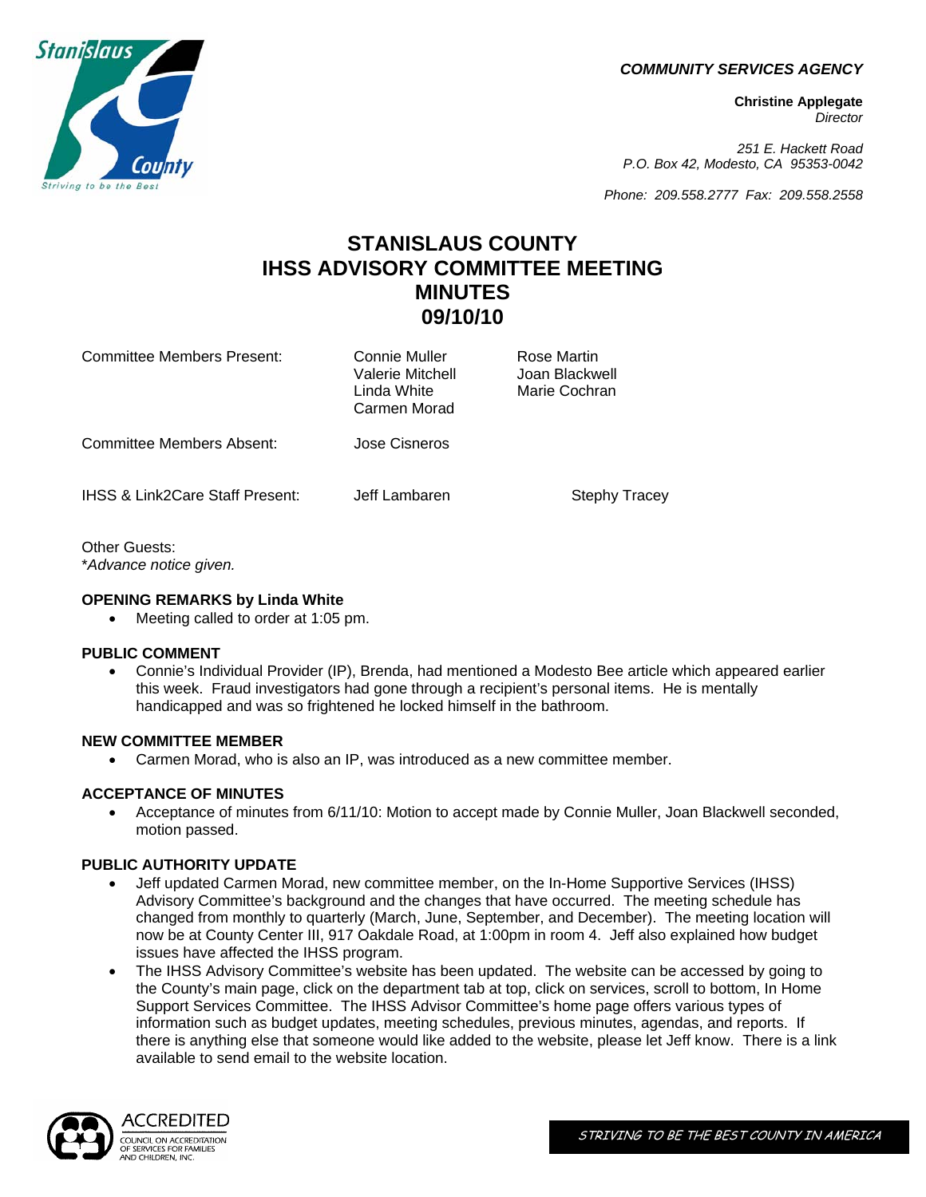*COMMUNITY SERVICES AGENCY*

**Christine Applegate**
*Director*

*251 E. Hackett Road*
*P.O. Box 42, Modesto, CA 95353-0042*

*Phone: 209.558.2777 Fax: 209.558.2558*

# STANISLAUS COUNTY
# IHSS ADVISORY COMMITTEE MEETING
# MINUTES
# 09/10/10

| | | |
|---|---|---|
| Committee Members Present: | Connie Muller<br>Valerie Mitchell<br>Linda White<br>Carmen Morad | Rose Martin<br>Joan Blackwell<br>Marie Cochran |
| Committee Members Absent: | Jose Cisneros | |
| IHSS & Link2Care Staff Present: | Jeff Lambaren | Stephy Tracey |

Other Guests:
*\*Advance notice given.*

**OPENING REMARKS by Linda White**

- Meeting called to order at 1:05 pm.

**PUBLIC COMMENT**

- Connie's Individual Provider (IP), Brenda, had mentioned a Modesto Bee article which appeared earlier this week. Fraud investigators had gone through a recipient's personal items. He is mentally handicapped and was so frightened he locked himself in the bathroom.

**NEW COMMITTEE MEMBER**

- Carmen Morad, who is also an IP, was introduced as a new committee member.

**ACCEPTANCE OF MINUTES**

- Acceptance of minutes from 6/11/10: Motion to accept made by Connie Muller, Joan Blackwell seconded, motion passed.

**PUBLIC AUTHORITY UPDATE**

- Jeff updated Carmen Morad, new committee member, on the In-Home Supportive Services (IHSS) Advisory Committee's background and the changes that have occurred. The meeting schedule has changed from monthly to quarterly (March, June, September, and December). The meeting location will now be at County Center III, 917 Oakdale Road, at 1:00pm in room 4. Jeff also explained how budget issues have affected the IHSS program.
- The IHSS Advisory Committee's website has been updated. The website can be accessed by going to the County's main page, click on the department tab at top, click on services, scroll to bottom, In Home Support Services Committee. The IHSS Advisor Committee's home page offers various types of information such as budget updates, meeting schedules, previous minutes, agendas, and reports. If there is anything else that someone would like added to the website, please let Jeff know. There is a link available to send email to the website location.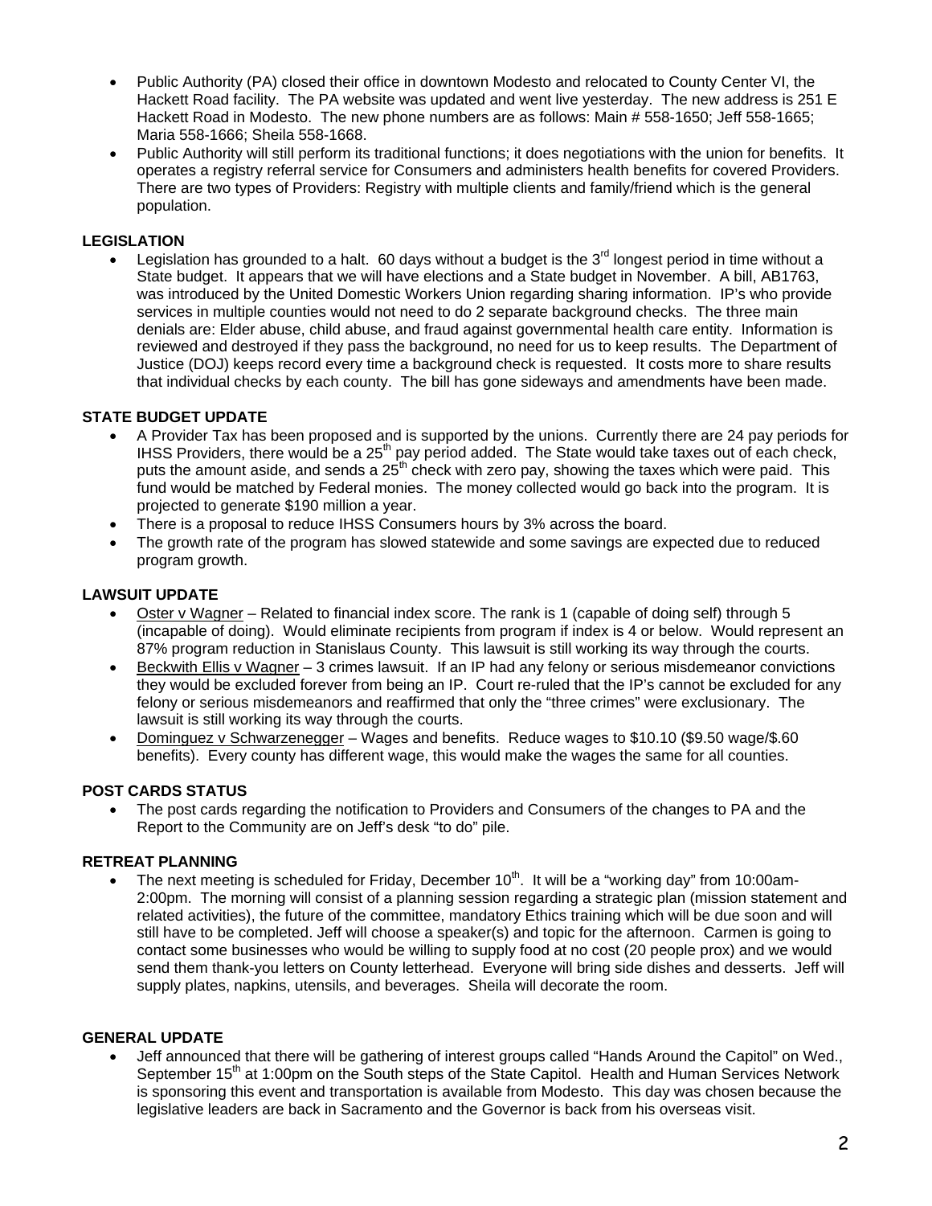- Public Authority (PA) closed their office in downtown Modesto and relocated to County Center VI, the Hackett Road facility. The PA website was updated and went live yesterday. The new address is 251 E Hackett Road in Modesto. The new phone numbers are as follows: Main # 558-1650; Jeff 558-1665; Maria 558-1666; Sheila 558-1668.
- Public Authority will still perform its traditional functions; it does negotiations with the union for benefits. It operates a registry referral service for Consumers and administers health benefits for covered Providers. There are two types of Providers: Registry with multiple clients and family/friend which is the general population.

**LEGISLATION**

- Legislation has grounded to a halt. 60 days without a budget is the 3rd longest period in time without a State budget. It appears that we will have elections and a State budget in November. A bill, AB1763, was introduced by the United Domestic Workers Union regarding sharing information. IP's who provide services in multiple counties would not need to do 2 separate background checks. The three main denials are: Elder abuse, child abuse, and fraud against governmental health care entity. Information is reviewed and destroyed if they pass the background, no need for us to keep results. The Department of Justice (DOJ) keeps record every time a background check is requested. It costs more to share results that individual checks by each county. The bill has gone sideways and amendments have been made.

**STATE BUDGET UPDATE**

- A Provider Tax has been proposed and is supported by the unions. Currently there are 24 pay periods for IHSS Providers, there would be a 25th pay period added. The State would take taxes out of each check, puts the amount aside, and sends a 25th check with zero pay, showing the taxes which were paid. This fund would be matched by Federal monies. The money collected would go back into the program. It is projected to generate $190 million a year.
- There is a proposal to reduce IHSS Consumers hours by 3% across the board.
- The growth rate of the program has slowed statewide and some savings are expected due to reduced program growth.

**LAWSUIT UPDATE**

- Oster v Wagner – Related to financial index score. The rank is 1 (capable of doing self) through 5 (incapable of doing). Would eliminate recipients from program if index is 4 or below. Would represent an 87% program reduction in Stanislaus County. This lawsuit is still working its way through the courts.
- Beckwith Ellis v Wagner – 3 crimes lawsuit. If an IP had any felony or serious misdemeanor convictions they would be excluded forever from being an IP. Court re-ruled that the IP's cannot be excluded for any felony or serious misdemeanors and reaffirmed that only the "three crimes" were exclusionary. The lawsuit is still working its way through the courts.
- Dominguez v Schwarzenegger – Wages and benefits. Reduce wages to $10.10 ($9.50 wage/$.60 benefits). Every county has different wage, this would make the wages the same for all counties.

**POST CARDS STATUS**

- The post cards regarding the notification to Providers and Consumers of the changes to PA and the Report to the Community are on Jeff's desk "to do" pile.

**RETREAT PLANNING**

- The next meeting is scheduled for Friday, December 10th. It will be a "working day" from 10:00am-2:00pm. The morning will consist of a planning session regarding a strategic plan (mission statement and related activities), the future of the committee, mandatory Ethics training which will be due soon and will still have to be completed. Jeff will choose a speaker(s) and topic for the afternoon. Carmen is going to contact some businesses who would be willing to supply food at no cost (20 people prox) and we would send them thank-you letters on County letterhead. Everyone will bring side dishes and desserts. Jeff will supply plates, napkins, utensils, and beverages. Sheila will decorate the room.

**GENERAL UPDATE**

- Jeff announced that there will be gathering of interest groups called "Hands Around the Capitol" on Wed., September 15th at 1:00pm on the South steps of the State Capitol. Health and Human Services Network is sponsoring this event and transportation is available from Modesto. This day was chosen because the legislative leaders are back in Sacramento and the Governor is back from his overseas visit.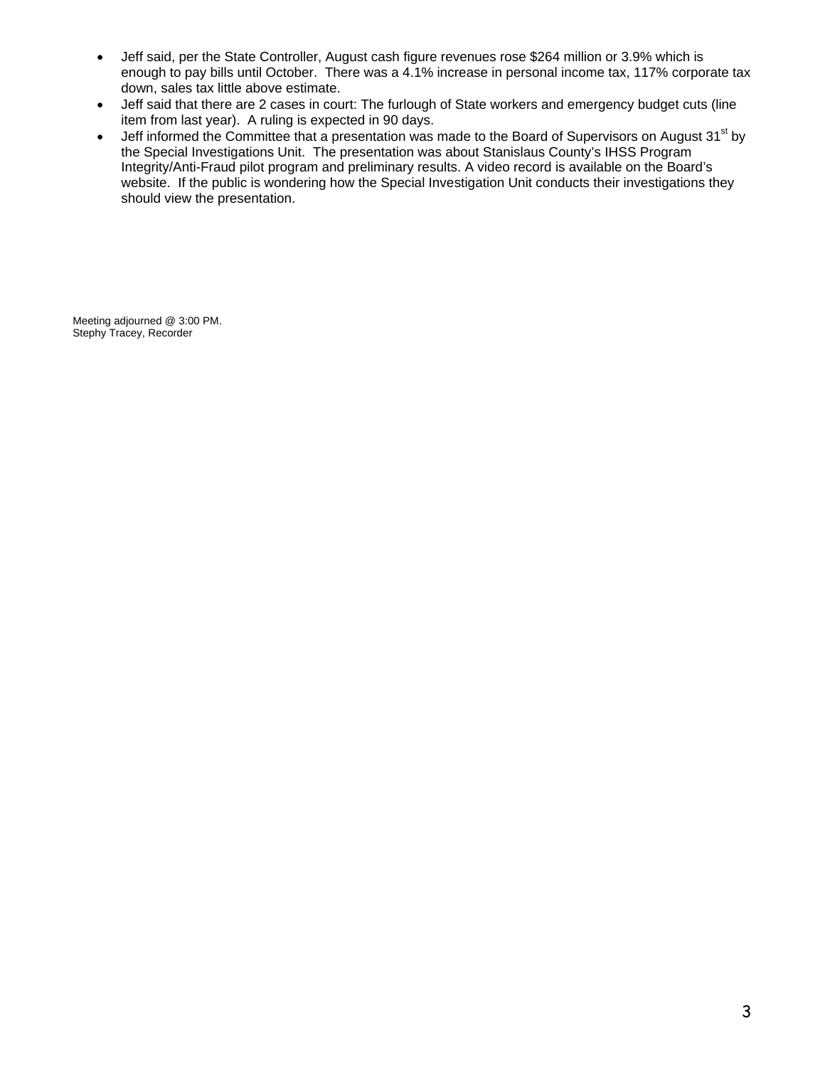- Jeff said, per the State Controller, August cash figure revenues rose $264 million or 3.9% which is enough to pay bills until October. There was a 4.1% increase in personal income tax, 117% corporate tax down, sales tax little above estimate.
- Jeff said that there are 2 cases in court: The furlough of State workers and emergency budget cuts (line item from last year). A ruling is expected in 90 days.
- Jeff informed the Committee that a presentation was made to the Board of Supervisors on August 31st by the Special Investigations Unit. The presentation was about Stanislaus County's IHSS Program Integrity/Anti-Fraud pilot program and preliminary results. A video record is available on the Board's website. If the public is wondering how the Special Investigation Unit conducts their investigations they should view the presentation.

Meeting adjourned @ 3:00 PM.
Stephy Tracey, Recorder